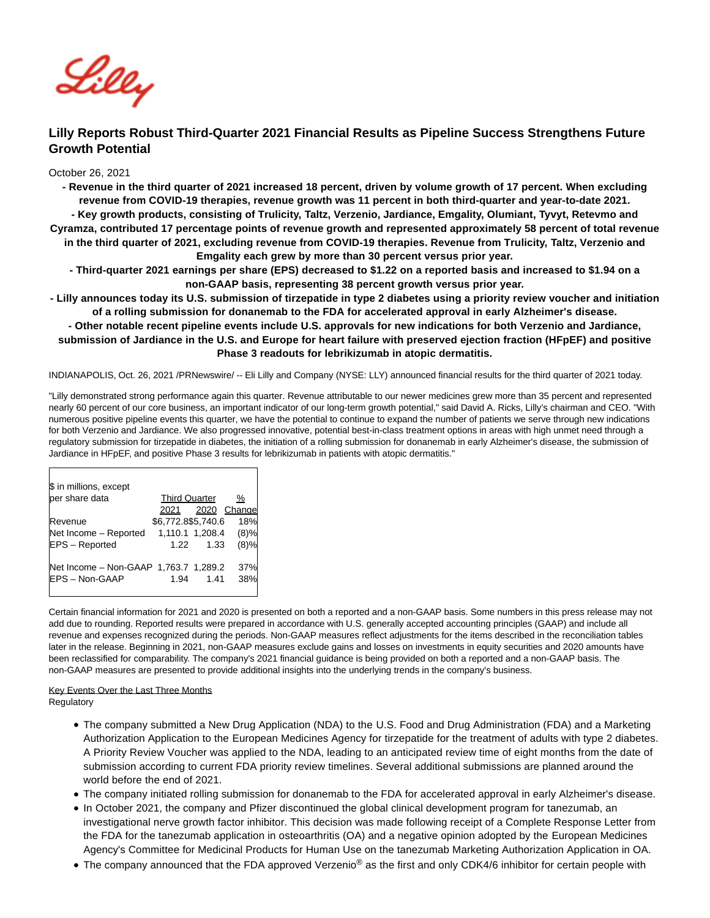# Lilly Reports Robust Third-Quarter 2021 Financial Results as Pipeline Success Strengthens Future Growth Potential

October 26, 2021

**- Revenue in the third quarter of 2021 increased 18 percent, driven by volume growth of 17 percent. When excluding revenue from COVID-19 therapies, revenue growth was 11 percent in both third-quarter and year-to-date 2021.**

**- Key growth products, consisting of Trulicity, Taltz, Verzenio, Jardiance, Emgality, Olumiant, Tyvyt, Retevmo and Cyramza, contributed 17 percentage points of revenue growth and represented approximately 58 percent of total revenue in the third quarter of 2021, excluding revenue from COVID-19 therapies. Revenue from Trulicity, Taltz, Verzenio and Emgality each grew by more than 30 percent versus prior year.**

**- Third-quarter 2021 earnings per share (EPS) decreased to $1.22 on a reported basis and increased to $1.94 on a non-GAAP basis, representing 38 percent growth versus prior year.**

**- Lilly announces today its U.S. submission of tirzepatide in type 2 diabetes using a priority review voucher and initiation of a rolling submission for donanemab to the FDA for accelerated approval in early Alzheimer's disease.**

**- Other notable recent pipeline events include U.S. approvals for new indications for both Verzenio and Jardiance, submission of Jardiance in the U.S. and Europe for heart failure with preserved ejection fraction (HFpEF) and positive Phase 3 readouts for lebrikizumab in atopic dermatitis.**

INDIANAPOLIS, Oct. 26, 2021 /PRNewswire/ -- Eli Lilly and Company (NYSE: LLY) announced financial results for the third quarter of 2021 today.

"Lilly demonstrated strong performance again this quarter. Revenue attributable to our newer medicines grew more than 35 percent and represented nearly 60 percent of our core business, an important indicator of our long-term growth potential," said David A. Ricks, Lilly's chairman and CEO. "With numerous positive pipeline events this quarter, we have the potential to continue to expand the number of patients we serve through new indications for both Verzenio and Jardiance. We also progressed innovative, potential best-in-class treatment options in areas with high unmet need through a regulatory submission for tirzepatide in diabetes, the initiation of a rolling submission for donanemab in early Alzheimer's disease, the submission of Jardiance in HFpEF, and positive Phase 3 results for lebrikizumab in patients with atopic dermatitis."

| $ in millions, except per share data | Third Quarter | | % |
|---|---|---|---|
| | 2021 | 2020 | Change |
| Revenue | $6,772.8 | $5,740.6 | 18% |
| Net Income – Reported | 1,110.1 | 1,208.4 | (8)% |
| EPS – Reported | 1.22 | 1.33 | (8)% |
| | | | |
| Net Income – Non-GAAP | 1,763.7 | 1,289.2 | 37% |
| EPS – Non-GAAP | 1.94 | 1.41 | 38% |

Certain financial information for 2021 and 2020 is presented on both a reported and a non-GAAP basis. Some numbers in this press release may not add due to rounding. Reported results were prepared in accordance with U.S. generally accepted accounting principles (GAAP) and include all revenue and expenses recognized during the periods. Non-GAAP measures reflect adjustments for the items described in the reconciliation tables later in the release. Beginning in 2021, non-GAAP measures exclude gains and losses on investments in equity securities and 2020 amounts have been reclassified for comparability. The company's 2021 financial guidance is being provided on both a reported and a non-GAAP basis. The non-GAAP measures are presented to provide additional insights into the underlying trends in the company's business.

Key Events Over the Last Three Months

Regulatory

- The company submitted a New Drug Application (NDA) to the U.S. Food and Drug Administration (FDA) and a Marketing Authorization Application to the European Medicines Agency for tirzepatide for the treatment of adults with type 2 diabetes. A Priority Review Voucher was applied to the NDA, leading to an anticipated review time of eight months from the date of submission according to current FDA priority review timelines. Several additional submissions are planned around the world before the end of 2021.
- The company initiated rolling submission for donanemab to the FDA for accelerated approval in early Alzheimer's disease.
- In October 2021, the company and Pfizer discontinued the global clinical development program for tanezumab, an investigational nerve growth factor inhibitor. This decision was made following receipt of a Complete Response Letter from the FDA for the tanezumab application in osteoarthritis (OA) and a negative opinion adopted by the European Medicines Agency's Committee for Medicinal Products for Human Use on the tanezumab Marketing Authorization Application in OA.
- The company announced that the FDA approved Verzenio® as the first and only CDK4/6 inhibitor for certain people with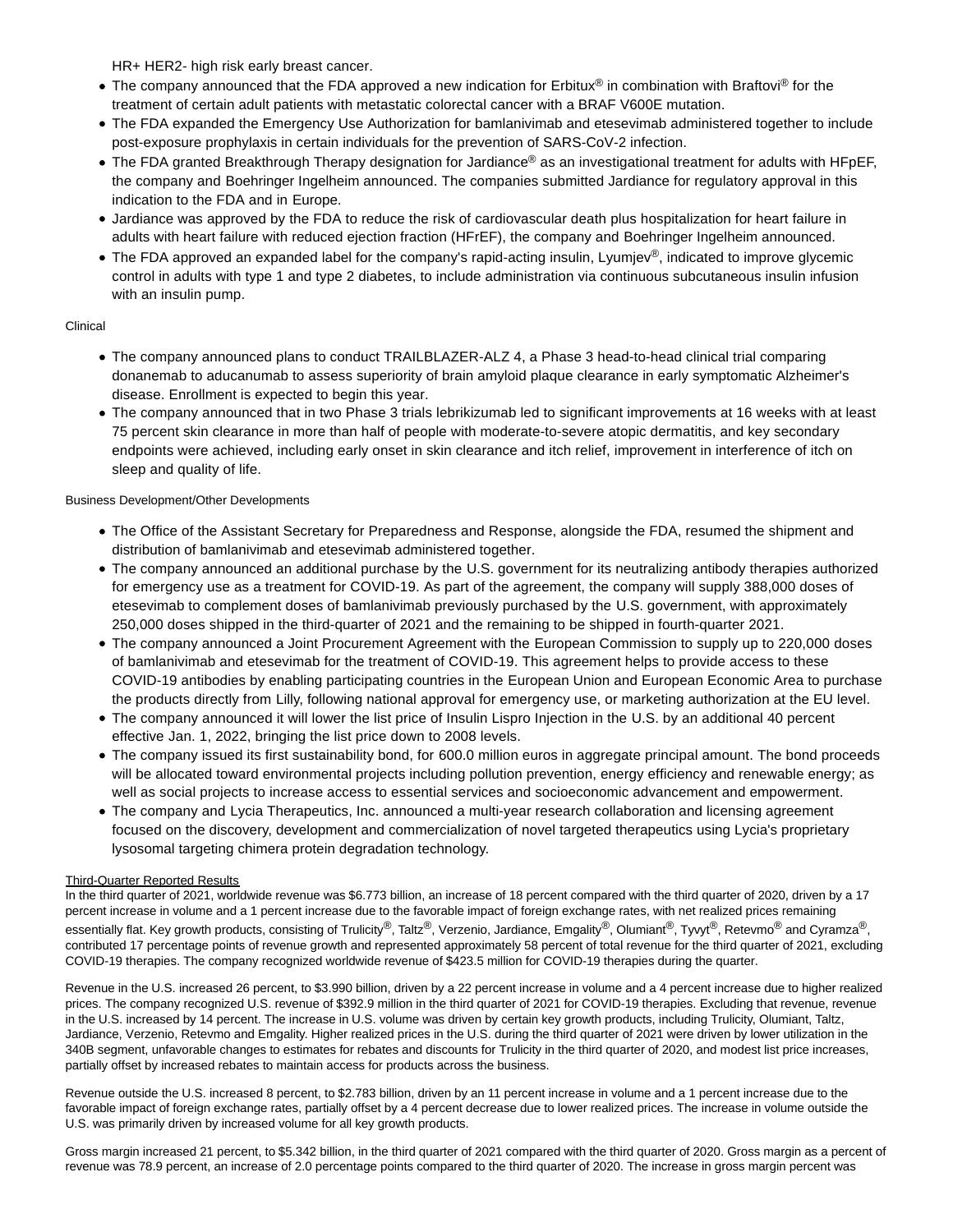HR+ HER2- high risk early breast cancer.

- The company announced that the FDA approved a new indication for Erbitux® in combination with Braftovi® for the treatment of certain adult patients with metastatic colorectal cancer with a BRAF V600E mutation.
- The FDA expanded the Emergency Use Authorization for bamlanivimab and etesevimab administered together to include post-exposure prophylaxis in certain individuals for the prevention of SARS-CoV-2 infection.
- The FDA granted Breakthrough Therapy designation for Jardiance® as an investigational treatment for adults with HFpEF, the company and Boehringer Ingelheim announced. The companies submitted Jardiance for regulatory approval in this indication to the FDA and in Europe.
- Jardiance was approved by the FDA to reduce the risk of cardiovascular death plus hospitalization for heart failure in adults with heart failure with reduced ejection fraction (HFrEF), the company and Boehringer Ingelheim announced.
- The FDA approved an expanded label for the company's rapid-acting insulin, Lyumjev®, indicated to improve glycemic control in adults with type 1 and type 2 diabetes, to include administration via continuous subcutaneous insulin infusion with an insulin pump.

Clinical

- The company announced plans to conduct TRAILBLAZER-ALZ 4, a Phase 3 head-to-head clinical trial comparing donanemab to aducanumab to assess superiority of brain amyloid plaque clearance in early symptomatic Alzheimer's disease. Enrollment is expected to begin this year.
- The company announced that in two Phase 3 trials lebrikizumab led to significant improvements at 16 weeks with at least 75 percent skin clearance in more than half of people with moderate-to-severe atopic dermatitis, and key secondary endpoints were achieved, including early onset in skin clearance and itch relief, improvement in interference of itch on sleep and quality of life.

Business Development/Other Developments

- The Office of the Assistant Secretary for Preparedness and Response, alongside the FDA, resumed the shipment and distribution of bamlanivimab and etesevimab administered together.
- The company announced an additional purchase by the U.S. government for its neutralizing antibody therapies authorized for emergency use as a treatment for COVID-19. As part of the agreement, the company will supply 388,000 doses of etesevimab to complement doses of bamlanivimab previously purchased by the U.S. government, with approximately 250,000 doses shipped in the third-quarter of 2021 and the remaining to be shipped in fourth-quarter 2021.
- The company announced a Joint Procurement Agreement with the European Commission to supply up to 220,000 doses of bamlanivimab and etesevimab for the treatment of COVID-19. This agreement helps to provide access to these COVID-19 antibodies by enabling participating countries in the European Union and European Economic Area to purchase the products directly from Lilly, following national approval for emergency use, or marketing authorization at the EU level.
- The company announced it will lower the list price of Insulin Lispro Injection in the U.S. by an additional 40 percent effective Jan. 1, 2022, bringing the list price down to 2008 levels.
- The company issued its first sustainability bond, for 600.0 million euros in aggregate principal amount. The bond proceeds will be allocated toward environmental projects including pollution prevention, energy efficiency and renewable energy; as well as social projects to increase access to essential services and socioeconomic advancement and empowerment.
- The company and Lycia Therapeutics, Inc. announced a multi-year research collaboration and licensing agreement focused on the discovery, development and commercialization of novel targeted therapeutics using Lycia's proprietary lysosomal targeting chimera protein degradation technology.

## Third-Quarter Reported Results

In the third quarter of 2021, worldwide revenue was $6.773 billion, an increase of 18 percent compared with the third quarter of 2020, driven by a 17 percent increase in volume and a 1 percent increase due to the favorable impact of foreign exchange rates, with net realized prices remaining essentially flat. Key growth products, consisting of Trulicity®, Taltz®, Verzenio, Jardiance, Emgality®, Olumiant®, Tyvyt®, Retevmo® and Cyramza®, contributed 17 percentage points of revenue growth and represented approximately 58 percent of total revenue for the third quarter of 2021, excluding COVID-19 therapies. The company recognized worldwide revenue of $423.5 million for COVID-19 therapies during the quarter.

Revenue in the U.S. increased 26 percent, to $3.990 billion, driven by a 22 percent increase in volume and a 4 percent increase due to higher realized prices. The company recognized U.S. revenue of $392.9 million in the third quarter of 2021 for COVID-19 therapies. Excluding that revenue, revenue in the U.S. increased by 14 percent. The increase in U.S. volume was driven by certain key growth products, including Trulicity, Olumiant, Taltz, Jardiance, Verzenio, Retevmo and Emgality. Higher realized prices in the U.S. during the third quarter of 2021 were driven by lower utilization in the 340B segment, unfavorable changes to estimates for rebates and discounts for Trulicity in the third quarter of 2020, and modest list price increases, partially offset by increased rebates to maintain access for products across the business.

Revenue outside the U.S. increased 8 percent, to $2.783 billion, driven by an 11 percent increase in volume and a 1 percent increase due to the favorable impact of foreign exchange rates, partially offset by a 4 percent decrease due to lower realized prices. The increase in volume outside the U.S. was primarily driven by increased volume for all key growth products.

Gross margin increased 21 percent, to $5.342 billion, in the third quarter of 2021 compared with the third quarter of 2020. Gross margin as a percent of revenue was 78.9 percent, an increase of 2.0 percentage points compared to the third quarter of 2020. The increase in gross margin percent was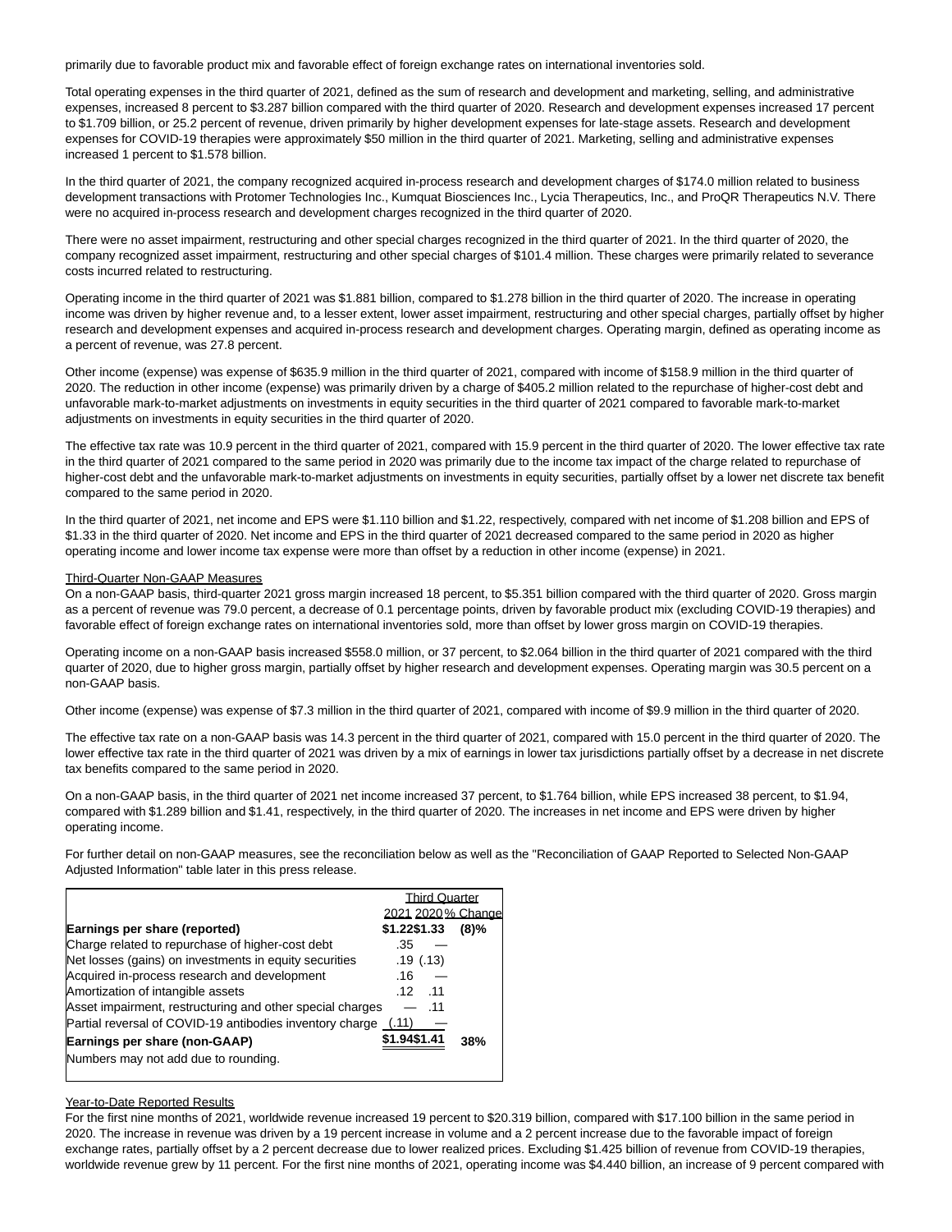primarily due to favorable product mix and favorable effect of foreign exchange rates on international inventories sold.

Total operating expenses in the third quarter of 2021, defined as the sum of research and development and marketing, selling, and administrative expenses, increased 8 percent to $3.287 billion compared with the third quarter of 2020. Research and development expenses increased 17 percent to $1.709 billion, or 25.2 percent of revenue, driven primarily by higher development expenses for late-stage assets. Research and development expenses for COVID-19 therapies were approximately $50 million in the third quarter of 2021. Marketing, selling and administrative expenses increased 1 percent to $1.578 billion.

In the third quarter of 2021, the company recognized acquired in-process research and development charges of $174.0 million related to business development transactions with Protomer Technologies Inc., Kumquat Biosciences Inc., Lycia Therapeutics, Inc., and ProQR Therapeutics N.V. There were no acquired in-process research and development charges recognized in the third quarter of 2020.

There were no asset impairment, restructuring and other special charges recognized in the third quarter of 2021. In the third quarter of 2020, the company recognized asset impairment, restructuring and other special charges of $101.4 million. These charges were primarily related to severance costs incurred related to restructuring.

Operating income in the third quarter of 2021 was $1.881 billion, compared to $1.278 billion in the third quarter of 2020. The increase in operating income was driven by higher revenue and, to a lesser extent, lower asset impairment, restructuring and other special charges, partially offset by higher research and development expenses and acquired in-process research and development charges. Operating margin, defined as operating income as a percent of revenue, was 27.8 percent.

Other income (expense) was expense of $635.9 million in the third quarter of 2021, compared with income of $158.9 million in the third quarter of 2020. The reduction in other income (expense) was primarily driven by a charge of $405.2 million related to the repurchase of higher-cost debt and unfavorable mark-to-market adjustments on investments in equity securities in the third quarter of 2021 compared to favorable mark-to-market adjustments on investments in equity securities in the third quarter of 2020.

The effective tax rate was 10.9 percent in the third quarter of 2021, compared with 15.9 percent in the third quarter of 2020. The lower effective tax rate in the third quarter of 2021 compared to the same period in 2020 was primarily due to the income tax impact of the charge related to repurchase of higher-cost debt and the unfavorable mark-to-market adjustments on investments in equity securities, partially offset by a lower net discrete tax benefit compared to the same period in 2020.

In the third quarter of 2021, net income and EPS were $1.110 billion and $1.22, respectively, compared with net income of $1.208 billion and EPS of $1.33 in the third quarter of 2020. Net income and EPS in the third quarter of 2021 decreased compared to the same period in 2020 as higher operating income and lower income tax expense were more than offset by a reduction in other income (expense) in 2021.

Third-Quarter Non-GAAP Measures

On a non-GAAP basis, third-quarter 2021 gross margin increased 18 percent, to $5.351 billion compared with the third quarter of 2020. Gross margin as a percent of revenue was 79.0 percent, a decrease of 0.1 percentage points, driven by favorable product mix (excluding COVID-19 therapies) and favorable effect of foreign exchange rates on international inventories sold, more than offset by lower gross margin on COVID-19 therapies.

Operating income on a non-GAAP basis increased $558.0 million, or 37 percent, to $2.064 billion in the third quarter of 2021 compared with the third quarter of 2020, due to higher gross margin, partially offset by higher research and development expenses. Operating margin was 30.5 percent on a non-GAAP basis.

Other income (expense) was expense of $7.3 million in the third quarter of 2021, compared with income of $9.9 million in the third quarter of 2020.

The effective tax rate on a non-GAAP basis was 14.3 percent in the third quarter of 2021, compared with 15.0 percent in the third quarter of 2020. The lower effective tax rate in the third quarter of 2021 was driven by a mix of earnings in lower tax jurisdictions partially offset by a decrease in net discrete tax benefits compared to the same period in 2020.

On a non-GAAP basis, in the third quarter of 2021 net income increased 37 percent, to $1.764 billion, while EPS increased 38 percent, to $1.94, compared with $1.289 billion and $1.41, respectively, in the third quarter of 2020. The increases in net income and EPS were driven by higher operating income.

For further detail on non-GAAP measures, see the reconciliation below as well as the "Reconciliation of GAAP Reported to Selected Non-GAAP Adjusted Information" table later in this press release.

| | Third Quarter | | |
|---|---|---|---|
| | 2021 | 2020 | % Change |
| **Earnings per share (reported)** | **$1.22** | **$1.33** | **(8)%** |
| Charge related to repurchase of higher-cost debt | .35 | — | |
| Net losses (gains) on investments in equity securities | .19 | (.13) | |
| Acquired in-process research and development | .16 | — | |
| Amortization of intangible assets | .12 | .11 | |
| Asset impairment, restructuring and other special charges | — | .11 | |
| Partial reversal of COVID-19 antibodies inventory charge | (.11) | — | |
| **Earnings per share (non-GAAP)** | **$1.94** | **$1.41** | **38%** |

Numbers may not add due to rounding.

Year-to-Date Reported Results

For the first nine months of 2021, worldwide revenue increased 19 percent to $20.319 billion, compared with $17.100 billion in the same period in 2020. The increase in revenue was driven by a 19 percent increase in volume and a 2 percent increase due to the favorable impact of foreign exchange rates, partially offset by a 2 percent decrease due to lower realized prices. Excluding $1.425 billion of revenue from COVID-19 therapies, worldwide revenue grew by 11 percent. For the first nine months of 2021, operating income was $4.440 billion, an increase of 9 percent compared with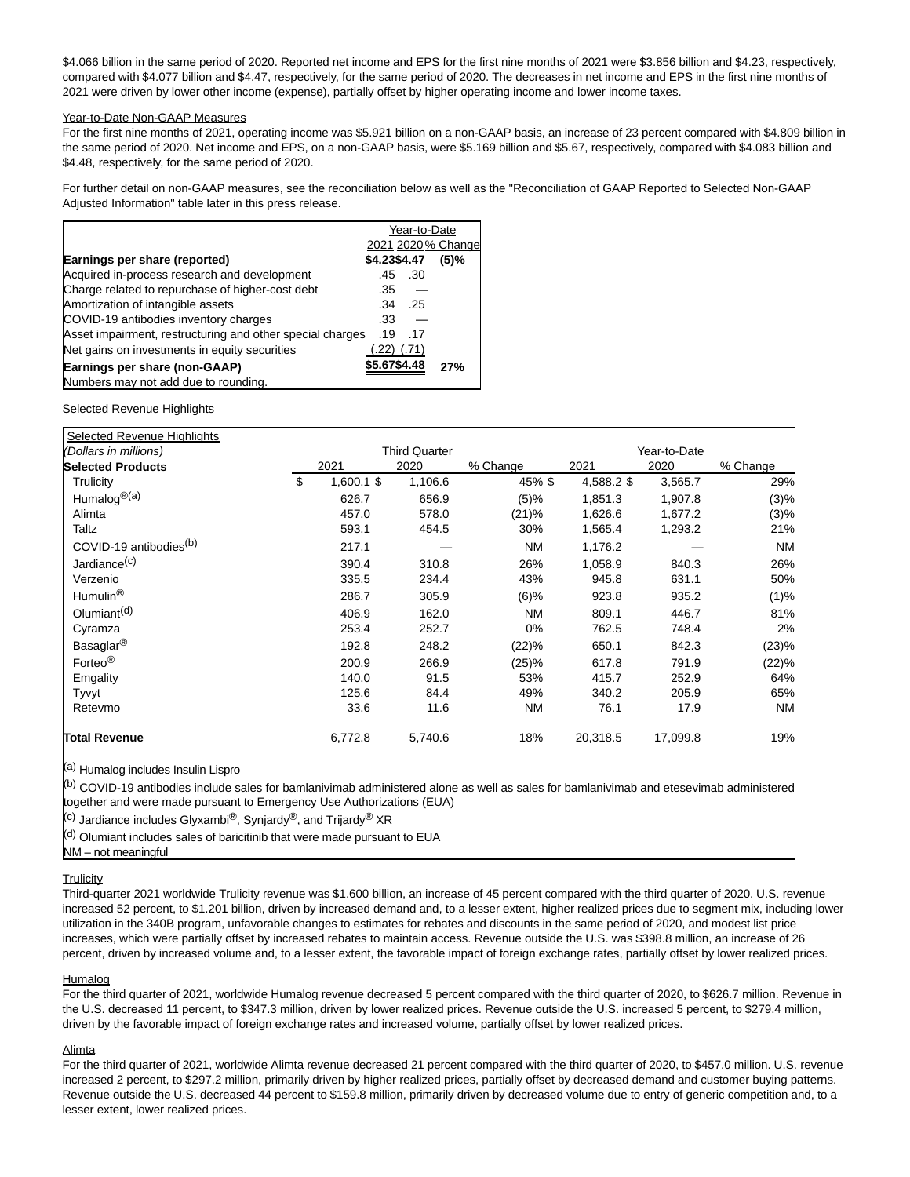$4.066 billion in the same period of 2020. Reported net income and EPS for the first nine months of 2021 were $3.856 billion and $4.23, respectively, compared with $4.077 billion and $4.47, respectively, for the same period of 2020. The decreases in net income and EPS in the first nine months of 2021 were driven by lower other income (expense), partially offset by higher operating income and lower income taxes.

Year-to-Date Non-GAAP Measures

For the first nine months of 2021, operating income was $5.921 billion on a non-GAAP basis, an increase of 23 percent compared with $4.809 billion in the same period of 2020. Net income and EPS, on a non-GAAP basis, were $5.169 billion and $5.67, respectively, compared with $4.083 billion and $4.48, respectively, for the same period of 2020.

For further detail on non-GAAP measures, see the reconciliation below as well as the "Reconciliation of GAAP Reported to Selected Non-GAAP Adjusted Information" table later in this press release.

| | Year-to-Date | | |
|---|---|---|---|
| | 2021 | 2020 | % Change |
| **Earnings per share (reported)** | **$4.23** | **$4.47** | **(5)%** |
| Acquired in-process research and development | .45 | .30 | |
| Charge related to repurchase of higher-cost debt | .35 | — | |
| Amortization of intangible assets | .34 | .25 | |
| COVID-19 antibodies inventory charges | .33 | — | |
| Asset impairment, restructuring and other special charges | .19 | .17 | |
| Net gains on investments in equity securities | (.22) | (.71) | |
| **Earnings per share (non-GAAP)** | **$5.67** | **$4.48** | **27%** |

Numbers may not add due to rounding.

Selected Revenue Highlights

| Selected Revenue Highlights | | | | | | |
|---|---|---|---|---|---|---|
| *(Dollars in millions)* | Third Quarter | | | Year-to-Date | | |
| **Selected Products** | 2021 | 2020 | % Change | 2021 | 2020 | % Change |
| Trulicity | $ 1,600.1 | $ 1,106.6 | 45% | $ 4,588.2 | $ 3,565.7 | 29% |
| Humalog®[(a)] | 626.7 | 656.9 | (5)% | 1,851.3 | 1,907.8 | (3)% |
| Alimta | 457.0 | 578.0 | (21)% | 1,626.6 | 1,677.2 | (3)% |
| Taltz | 593.1 | 454.5 | 30% | 1,565.4 | 1,293.2 | 21% |
| COVID-19 antibodies[(b)] | 217.1 | — | NM | 1,176.2 | — | NM |
| Jardiance[(c)] | 390.4 | 310.8 | 26% | 1,058.9 | 840.3 | 26% |
| Verzenio | 335.5 | 234.4 | 43% | 945.8 | 631.1 | 50% |
| Humulin® | 286.7 | 305.9 | (6)% | 923.8 | 935.2 | (1)% |
| Olumiant[(d)] | 406.9 | 162.0 | NM | 809.1 | 446.7 | 81% |
| Cyramza | 253.4 | 252.7 | 0% | 762.5 | 748.4 | 2% |
| Basaglar® | 192.8 | 248.2 | (22)% | 650.1 | 842.3 | (23)% |
| Forteo® | 200.9 | 266.9 | (25)% | 617.8 | 791.9 | (22)% |
| Emgality | 140.0 | 91.5 | 53% | 415.7 | 252.9 | 64% |
| Tyvyt | 125.6 | 84.4 | 49% | 340.2 | 205.9 | 65% |
| Retevmo | 33.6 | 11.6 | NM | 76.1 | 17.9 | NM |
| **Total Revenue** | 6,772.8 | 5,740.6 | 18% | 20,318.5 | 17,099.8 | 19% |

(a) Humalog includes Insulin Lispro
(b) COVID-19 antibodies include sales for bamlanivimab administered alone as well as sales for bamlanivimab and etesevimab administered together and were made pursuant to Emergency Use Authorizations (EUA)
(c) Jardiance includes Glyxambi®, Synjardy®, and Trijardy® XR
(d) Olumiant includes sales of baricitinib that were made pursuant to EUA
NM – not meaningful

Trulicity

Third-quarter 2021 worldwide Trulicity revenue was $1.600 billion, an increase of 45 percent compared with the third quarter of 2020. U.S. revenue increased 52 percent, to $1.201 billion, driven by increased demand and, to a lesser extent, higher realized prices due to segment mix, including lower utilization in the 340B program, unfavorable changes to estimates for rebates and discounts in the same period of 2020, and modest list price increases, which were partially offset by increased rebates to maintain access. Revenue outside the U.S. was $398.8 million, an increase of 26 percent, driven by increased volume and, to a lesser extent, the favorable impact of foreign exchange rates, partially offset by lower realized prices.

Humalog

For the third quarter of 2021, worldwide Humalog revenue decreased 5 percent compared with the third quarter of 2020, to $626.7 million. Revenue in the U.S. decreased 11 percent, to $347.3 million, driven by lower realized prices. Revenue outside the U.S. increased 5 percent, to $279.4 million, driven by the favorable impact of foreign exchange rates and increased volume, partially offset by lower realized prices.

Alimta

For the third quarter of 2021, worldwide Alimta revenue decreased 21 percent compared with the third quarter of 2020, to $457.0 million. U.S. revenue increased 2 percent, to $297.2 million, primarily driven by higher realized prices, partially offset by decreased demand and customer buying patterns. Revenue outside the U.S. decreased 44 percent to $159.8 million, primarily driven by decreased volume due to entry of generic competition and, to a lesser extent, lower realized prices.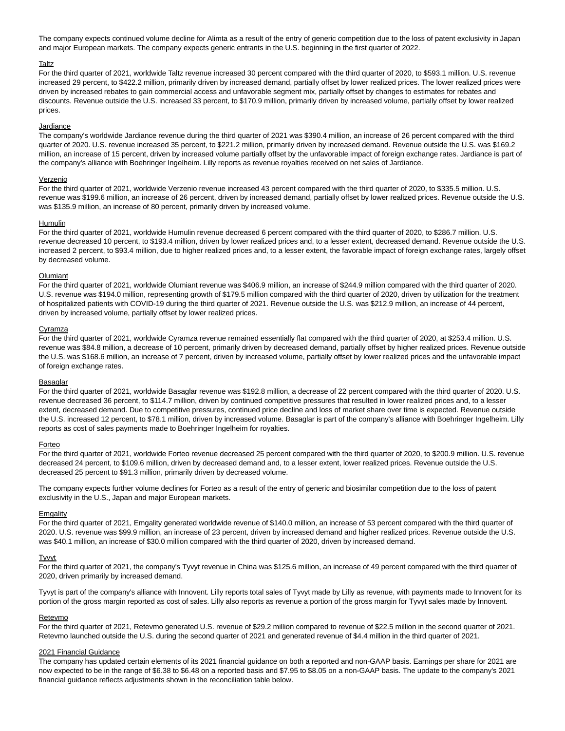The company expects continued volume decline for Alimta as a result of the entry of generic competition due to the loss of patent exclusivity in Japan and major European markets. The company expects generic entrants in the U.S. beginning in the first quarter of 2022.

### Taltz

For the third quarter of 2021, worldwide Taltz revenue increased 30 percent compared with the third quarter of 2020, to $593.1 million. U.S. revenue increased 29 percent, to $422.2 million, primarily driven by increased demand, partially offset by lower realized prices. The lower realized prices were driven by increased rebates to gain commercial access and unfavorable segment mix, partially offset by changes to estimates for rebates and discounts. Revenue outside the U.S. increased 33 percent, to $170.9 million, primarily driven by increased volume, partially offset by lower realized prices.

### Jardiance

The company's worldwide Jardiance revenue during the third quarter of 2021 was $390.4 million, an increase of 26 percent compared with the third quarter of 2020. U.S. revenue increased 35 percent, to $221.2 million, primarily driven by increased demand. Revenue outside the U.S. was $169.2 million, an increase of 15 percent, driven by increased volume partially offset by the unfavorable impact of foreign exchange rates. Jardiance is part of the company's alliance with Boehringer Ingelheim. Lilly reports as revenue royalties received on net sales of Jardiance.

### Verzenio

For the third quarter of 2021, worldwide Verzenio revenue increased 43 percent compared with the third quarter of 2020, to $335.5 million. U.S. revenue was $199.6 million, an increase of 26 percent, driven by increased demand, partially offset by lower realized prices. Revenue outside the U.S. was $135.9 million, an increase of 80 percent, primarily driven by increased volume.

### Humulin

For the third quarter of 2021, worldwide Humulin revenue decreased 6 percent compared with the third quarter of 2020, to $286.7 million. U.S. revenue decreased 10 percent, to $193.4 million, driven by lower realized prices and, to a lesser extent, decreased demand. Revenue outside the U.S. increased 2 percent, to $93.4 million, due to higher realized prices and, to a lesser extent, the favorable impact of foreign exchange rates, largely offset by decreased volume.

### Olumiant

For the third quarter of 2021, worldwide Olumiant revenue was $406.9 million, an increase of $244.9 million compared with the third quarter of 2020. U.S. revenue was $194.0 million, representing growth of $179.5 million compared with the third quarter of 2020, driven by utilization for the treatment of hospitalized patients with COVID-19 during the third quarter of 2021. Revenue outside the U.S. was $212.9 million, an increase of 44 percent, driven by increased volume, partially offset by lower realized prices.

### Cyramza

For the third quarter of 2021, worldwide Cyramza revenue remained essentially flat compared with the third quarter of 2020, at $253.4 million. U.S. revenue was $84.8 million, a decrease of 10 percent, primarily driven by decreased demand, partially offset by higher realized prices. Revenue outside the U.S. was $168.6 million, an increase of 7 percent, driven by increased volume, partially offset by lower realized prices and the unfavorable impact of foreign exchange rates.

### Basaglar

For the third quarter of 2021, worldwide Basaglar revenue was $192.8 million, a decrease of 22 percent compared with the third quarter of 2020. U.S. revenue decreased 36 percent, to $114.7 million, driven by continued competitive pressures that resulted in lower realized prices and, to a lesser extent, decreased demand. Due to competitive pressures, continued price decline and loss of market share over time is expected. Revenue outside the U.S. increased 12 percent, to $78.1 million, driven by increased volume. Basaglar is part of the company's alliance with Boehringer Ingelheim. Lilly reports as cost of sales payments made to Boehringer Ingelheim for royalties.

### Forteo

For the third quarter of 2021, worldwide Forteo revenue decreased 25 percent compared with the third quarter of 2020, to $200.9 million. U.S. revenue decreased 24 percent, to $109.6 million, driven by decreased demand and, to a lesser extent, lower realized prices. Revenue outside the U.S. decreased 25 percent to $91.3 million, primarily driven by decreased volume.

The company expects further volume declines for Forteo as a result of the entry of generic and biosimilar competition due to the loss of patent exclusivity in the U.S., Japan and major European markets.

### Emgality

For the third quarter of 2021, Emgality generated worldwide revenue of $140.0 million, an increase of 53 percent compared with the third quarter of 2020. U.S. revenue was $99.9 million, an increase of 23 percent, driven by increased demand and higher realized prices. Revenue outside the U.S. was $40.1 million, an increase of $30.0 million compared with the third quarter of 2020, driven by increased demand.

### Tyvyt

For the third quarter of 2021, the company's Tyvyt revenue in China was $125.6 million, an increase of 49 percent compared with the third quarter of 2020, driven primarily by increased demand.

Tyvyt is part of the company's alliance with Innovent. Lilly reports total sales of Tyvyt made by Lilly as revenue, with payments made to Innovent for its portion of the gross margin reported as cost of sales. Lilly also reports as revenue a portion of the gross margin for Tyvyt sales made by Innovent.

### Retevmo

For the third quarter of 2021, Retevmo generated U.S. revenue of $29.2 million compared to revenue of $22.5 million in the second quarter of 2021. Retevmo launched outside the U.S. during the second quarter of 2021 and generated revenue of $4.4 million in the third quarter of 2021.

### 2021 Financial Guidance

The company has updated certain elements of its 2021 financial guidance on both a reported and non-GAAP basis. Earnings per share for 2021 are now expected to be in the range of $6.38 to $6.48 on a reported basis and $7.95 to $8.05 on a non-GAAP basis. The update to the company's 2021 financial guidance reflects adjustments shown in the reconciliation table below.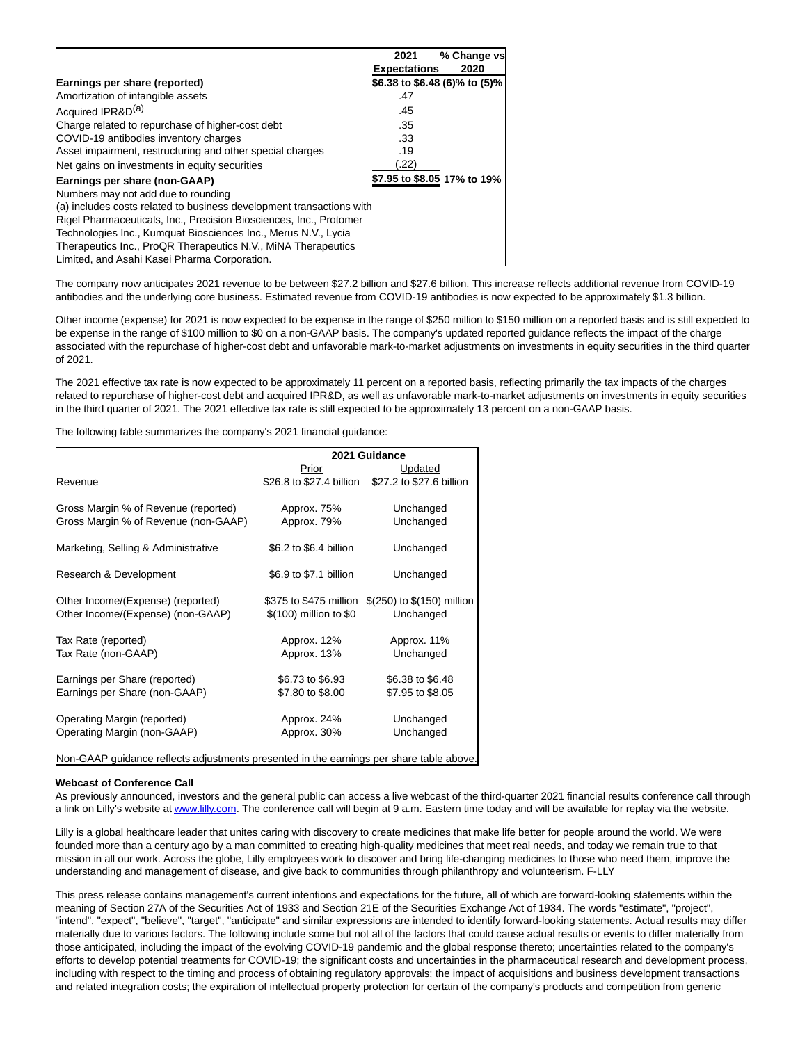| | 2021 Expectations | % Change vs 2020 |
|---|---|---|
| **Earnings per share (reported)** | **$6.38 to $6.48** | **(6)% to (5)%** |
| Amortization of intangible assets | .47 | |
| Acquired IPR&D[(a)] | .45 | |
| Charge related to repurchase of higher-cost debt | .35 | |
| COVID-19 antibodies inventory charges | .33 | |
| Asset impairment, restructuring and other special charges | .19 | |
| Net gains on investments in equity securities | (.22) | |
| **Earnings per share (non-GAAP)** | **$7.95 to $8.05** | **17% to 19%** |

Numbers may not add due to rounding

(a) includes costs related to business development transactions with Rigel Pharmaceuticals, Inc., Precision Biosciences, Inc., Protomer Technologies Inc., Kumquat Biosciences Inc., Merus N.V., Lycia Therapeutics Inc., ProQR Therapeutics N.V., MiNA Therapeutics Limited, and Asahi Kasei Pharma Corporation.

The company now anticipates 2021 revenue to be between $27.2 billion and $27.6 billion. This increase reflects additional revenue from COVID-19 antibodies and the underlying core business. Estimated revenue from COVID-19 antibodies is now expected to be approximately $1.3 billion.

Other income (expense) for 2021 is now expected to be expense in the range of $250 million to $150 million on a reported basis and is still expected to be expense in the range of $100 million to $0 on a non-GAAP basis. The company's updated reported guidance reflects the impact of the charge associated with the repurchase of higher-cost debt and unfavorable mark-to-market adjustments on investments in equity securities in the third quarter of 2021.

The 2021 effective tax rate is now expected to be approximately 11 percent on a reported basis, reflecting primarily the tax impacts of the charges related to repurchase of higher-cost debt and acquired IPR&D, as well as unfavorable mark-to-market adjustments on investments in equity securities in the third quarter of 2021. The 2021 effective tax rate is still expected to be approximately 13 percent on a non-GAAP basis.

The following table summarizes the company's 2021 financial guidance:

| | **2021 Guidance** | |
|---|---|---|
| | Prior | Updated |
| Revenue | $26.8 to $27.4 billion | $27.2 to $27.6 billion |
| Gross Margin % of Revenue (reported) | Approx. 75% | Unchanged |
| Gross Margin % of Revenue (non-GAAP) | Approx. 79% | Unchanged |
| Marketing, Selling & Administrative | $6.2 to $6.4 billion | Unchanged |
| Research & Development | $6.9 to $7.1 billion | Unchanged |
| Other Income/(Expense) (reported) | $375 to $475 million | $(250) to $(150) million |
| Other Income/(Expense) (non-GAAP) | $(100) million to $0 | Unchanged |
| Tax Rate (reported) | Approx. 12% | Approx. 11% |
| Tax Rate (non-GAAP) | Approx. 13% | Unchanged |
| Earnings per Share (reported) | $6.73 to $6.93 | $6.38 to $6.48 |
| Earnings per Share (non-GAAP) | $7.80 to $8.00 | $7.95 to $8.05 |
| Operating Margin (reported) | Approx. 24% | Unchanged |
| Operating Margin (non-GAAP) | Approx. 30% | Unchanged |

Non-GAAP guidance reflects adjustments presented in the earnings per share table above.

**Webcast of Conference Call**

As previously announced, investors and the general public can access a live webcast of the third-quarter 2021 financial results conference call through a link on Lilly's website at www.lilly.com. The conference call will begin at 9 a.m. Eastern time today and will be available for replay via the website.

Lilly is a global healthcare leader that unites caring with discovery to create medicines that make life better for people around the world. We were founded more than a century ago by a man committed to creating high-quality medicines that meet real needs, and today we remain true to that mission in all our work. Across the globe, Lilly employees work to discover and bring life-changing medicines to those who need them, improve the understanding and management of disease, and give back to communities through philanthropy and volunteerism. F-LLY

This press release contains management's current intentions and expectations for the future, all of which are forward-looking statements within the meaning of Section 27A of the Securities Act of 1933 and Section 21E of the Securities Exchange Act of 1934. The words "estimate", "project", "intend", "expect", "believe", "target", "anticipate" and similar expressions are intended to identify forward-looking statements. Actual results may differ materially due to various factors. The following include some but not all of the factors that could cause actual results or events to differ materially from those anticipated, including the impact of the evolving COVID-19 pandemic and the global response thereto; uncertainties related to the company's efforts to develop potential treatments for COVID-19; the significant costs and uncertainties in the pharmaceutical research and development process, including with respect to the timing and process of obtaining regulatory approvals; the impact of acquisitions and business development transactions and related integration costs; the expiration of intellectual property protection for certain of the company's products and competition from generic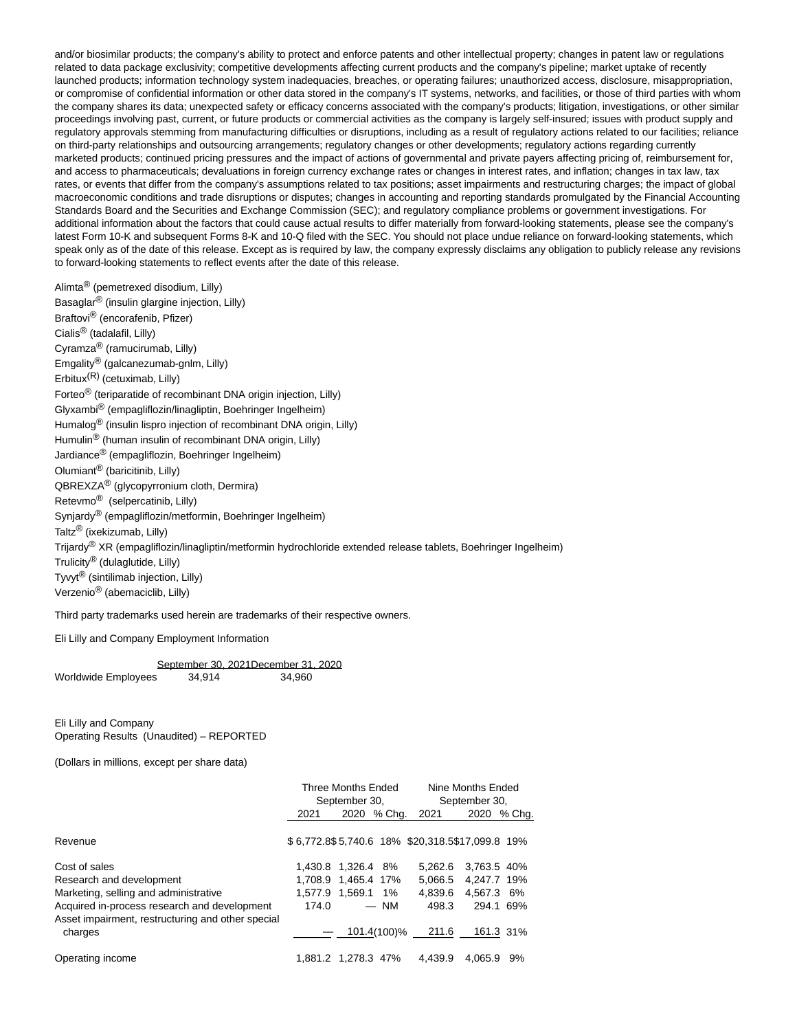and/or biosimilar products; the company's ability to protect and enforce patents and other intellectual property; changes in patent law or regulations related to data package exclusivity; competitive developments affecting current products and the company's pipeline; market uptake of recently launched products; information technology system inadequacies, breaches, or operating failures; unauthorized access, disclosure, misappropriation, or compromise of confidential information or other data stored in the company's IT systems, networks, and facilities, or those of third parties with whom the company shares its data; unexpected safety or efficacy concerns associated with the company's products; litigation, investigations, or other similar proceedings involving past, current, or future products or commercial activities as the company is largely self-insured; issues with product supply and regulatory approvals stemming from manufacturing difficulties or disruptions, including as a result of regulatory actions related to our facilities; reliance on third-party relationships and outsourcing arrangements; regulatory changes or other developments; regulatory actions regarding currently marketed products; continued pricing pressures and the impact of actions of governmental and private payers affecting pricing of, reimbursement for, and access to pharmaceuticals; devaluations in foreign currency exchange rates or changes in interest rates, and inflation; changes in tax law, tax rates, or events that differ from the company's assumptions related to tax positions; asset impairments and restructuring charges; the impact of global macroeconomic conditions and trade disruptions or disputes; changes in accounting and reporting standards promulgated by the Financial Accounting Standards Board and the Securities and Exchange Commission (SEC); and regulatory compliance problems or government investigations. For additional information about the factors that could cause actual results to differ materially from forward-looking statements, please see the company's latest Form 10-K and subsequent Forms 8-K and 10-Q filed with the SEC. You should not place undue reliance on forward-looking statements, which speak only as of the date of this release. Except as is required by law, the company expressly disclaims any obligation to publicly release any revisions to forward-looking statements to reflect events after the date of this release.

Alimta® (pemetrexed disodium, Lilly)
Basaglar® (insulin glargine injection, Lilly)
Braftovi® (encorafenib, Pfizer)
Cialis® (tadalafil, Lilly)
Cyramza® (ramucirumab, Lilly)
Emgality® (galcanezumab-gnlm, Lilly)
Erbitux(R) (cetuximab, Lilly)
Forteo® (teriparatide of recombinant DNA origin injection, Lilly)
Glyxambi® (empagliflozin/linagliptin, Boehringer Ingelheim)
Humalog® (insulin lispro injection of recombinant DNA origin, Lilly)
Humulin® (human insulin of recombinant DNA origin, Lilly)
Jardiance® (empagliflozin, Boehringer Ingelheim)
Olumiant® (baricitinib, Lilly)
QBREXZA® (glycopyrronium cloth, Dermira)
Retevmo® (selpercatinib, Lilly)
Synjardy® (empagliflozin/metformin, Boehringer Ingelheim)
Taltz® (ixekizumab, Lilly)
Trijardy® XR (empagliflozin/linagliptin/metformin hydrochloride extended release tablets, Boehringer Ingelheim)
Trulicity® (dulaglutide, Lilly)
Tyvyt® (sintilimab injection, Lilly)
Verzenio® (abemaciclib, Lilly)

Third party trademarks used herein are trademarks of their respective owners.

Eli Lilly and Company Employment Information

| | September 30, 2021 | December 31, 2020 |
|---|---|---|
| Worldwide Employees | 34,914 | 34,960 |

Eli Lilly and Company
Operating Results (Unaudited) – REPORTED

(Dollars in millions, except per share data)

| | Three Months Ended September 30, | | | Nine Months Ended September 30, | | |
|---|---|---|---|---|---|---|
| | 2021 | 2020 | % Chg. | 2021 | 2020 | % Chg. |
| Revenue | $ 6,772.8 | $ 5,740.6 | 18% | $20,318.5 | $17,099.8 | 19% |
| Cost of sales | 1,430.8 | 1,326.4 | 8% | 5,262.6 | 3,763.5 | 40% |
| Research and development | 1,708.9 | 1,465.4 | 17% | 5,066.5 | 4,247.7 | 19% |
| Marketing, selling and administrative | 1,577.9 | 1,569.1 | 1% | 4,839.6 | 4,567.3 | 6% |
| Acquired in-process research and development | 174.0 | — | NM | 498.3 | 294.1 | 69% |
| Asset impairment, restructuring and other special charges | — | 101.4 | (100)% | 211.6 | 161.3 | 31% |
| Operating income | 1,881.2 | 1,278.3 | 47% | 4,439.9 | 4,065.9 | 9% |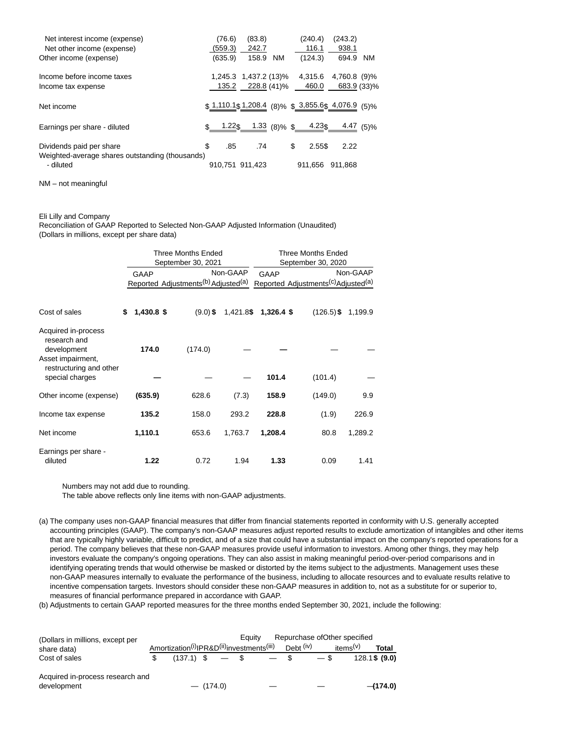| | | | | | | |
|---|---|---|---|---|---|---|
| Net interest income (expense) | (76.6) | (83.8) | | (240.4) | (243.2) | |
| Net other income (expense) | (559.3) | 242.7 | | 116.1 | 938.1 | |
| Other income (expense) | (635.9) | 158.9 | NM | (124.3) | 694.9 | NM |
| Income before income taxes | 1,245.3 | 1,437.2 | (13)% | 4,315.6 | 4,760.8 | (9)% |
| Income tax expense | 135.2 | 228.8 | (41)% | 460.0 | 683.9 | (33)% |
| Net income | $ 1,110.1 | $ 1,208.4 | (8)% | $ 3,855.6 | $ 4,076.9 | (5)% |
| Earnings per share - diluted | $ 1.22 | $ 1.33 | (8)% | $ 4.23 | $ 4.47 | (5)% |
| Dividends paid per share | $ .85 | .74 | | $ 2.55 | $ 2.22 | |
| Weighted-average shares outstanding (thousands) - diluted | 910,751 | 911,423 | | 911,656 | 911,868 | |

NM – not meaningful

Eli Lilly and Company
Reconciliation of GAAP Reported to Selected Non-GAAP Adjusted Information (Unaudited)
(Dollars in millions, except per share data)

| | Three Months Ended September 30, 2021 | | | Three Months Ended September 30, 2020 | | |
|---|---|---|---|---|---|---|
| | GAAP Reported | Adjustments[(b)] | Non-GAAP Adjusted[(a)] | GAAP Reported | Adjustments[(c)] | Non-GAAP Adjusted[(a)] |
| Cost of sales | **$ 1,430.8** | $ (9.0) | $ 1,421.8 | **$ 1,326.4** | $ (126.5) | $ 1,199.9 |
| Acquired in-process research and development | **174.0** | (174.0) | — | **—** | — | — |
| Asset impairment, restructuring and other special charges | **—** | — | — | **101.4** | (101.4) | — |
| Other income (expense) | **(635.9)** | 628.6 | (7.3) | **158.9** | (149.0) | 9.9 |
| Income tax expense | **135.2** | 158.0 | 293.2 | **228.8** | (1.9) | 226.9 |
| Net income | **1,110.1** | 653.6 | 1,763.7 | **1,208.4** | 80.8 | 1,289.2 |
| Earnings per share - diluted | **1.22** | 0.72 | 1.94 | **1.33** | 0.09 | 1.41 |

Numbers may not add due to rounding.
The table above reflects only line items with non-GAAP adjustments.

(a) The company uses non-GAAP financial measures that differ from financial statements reported in conformity with U.S. generally accepted accounting principles (GAAP). The company's non-GAAP measures adjust reported results to exclude amortization of intangibles and other items that are typically highly variable, difficult to predict, and of a size that could have a substantial impact on the company's reported operations for a period. The company believes that these non-GAAP measures provide useful information to investors. Among other things, they may help investors evaluate the company's ongoing operations. They can also assist in making meaningful period-over-period comparisons and in identifying operating trends that would otherwise be masked or distorted by the items subject to the adjustments. Management uses these non-GAAP measures internally to evaluate the performance of the business, including to allocate resources and to evaluate results relative to incentive compensation targets. Investors should consider these non-GAAP measures in addition to, not as a substitute for or superior to, measures of financial performance prepared in accordance with GAAP.

(b) Adjustments to certain GAAP reported measures for the three months ended September 30, 2021, include the following:

| (Dollars in millions, except per share data) | Amortization[(i)] | IPR&D[(ii)] | Equity investments[(iii)] | Repurchase of Debt [(iv)] | Other specified items[(v)] | Total |
|---|---|---|---|---|---|---|
| Cost of sales | $ (137.1) | $ — | $ — | $ — | $ 128.1 | **$ (9.0)** |
| Acquired in-process research and development | — | (174.0) | — | — | — | **(174.0)** |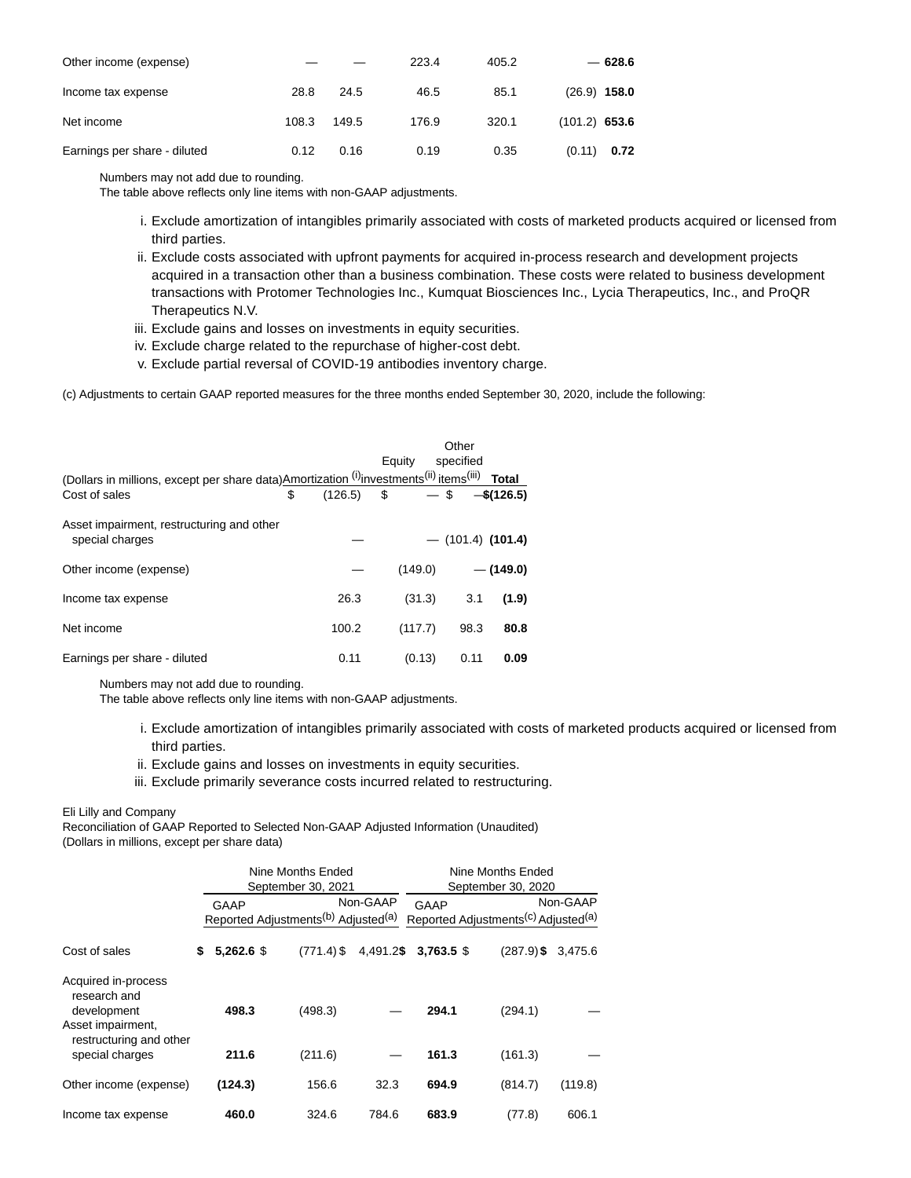| | | | | | | |
|---|---|---|---|---|---|---|
| Other income (expense) | — | — | 223.4 | 405.2 | — | **628.6** |
| Income tax expense | 28.8 | 24.5 | 46.5 | 85.1 | (26.9) | **158.0** |
| Net income | 108.3 | 149.5 | 176.9 | 320.1 | (101.2) | **653.6** |
| Earnings per share - diluted | 0.12 | 0.16 | 0.19 | 0.35 | (0.11) | **0.72** |

Numbers may not add due to rounding.
The table above reflects only line items with non-GAAP adjustments.

i. Exclude amortization of intangibles primarily associated with costs of marketed products acquired or licensed from third parties.
ii. Exclude costs associated with upfront payments for acquired in-process research and development projects acquired in a transaction other than a business combination. These costs were related to business development transactions with Protomer Technologies Inc., Kumquat Biosciences Inc., Lycia Therapeutics, Inc., and ProQR Therapeutics N.V.
iii. Exclude gains and losses on investments in equity securities.
iv. Exclude charge related to the repurchase of higher-cost debt.
v. Exclude partial reversal of COVID-19 antibodies inventory charge.

(c) Adjustments to certain GAAP reported measures for the three months ended September 30, 2020, include the following:

| (Dollars in millions, except per share data) | Amortization (i) | Equity investments (ii) | Other specified items (iii) | **Total** |
|---|---|---|---|---|
| Cost of sales | $ (126.5) | $ — | $ — | **$ (126.5)** |
| Asset impairment, restructuring and other special charges | — | — | (101.4) | **(101.4)** |
| Other income (expense) | — | (149.0) | — | **(149.0)** |
| Income tax expense | 26.3 | (31.3) | 3.1 | **(1.9)** |
| Net income | 100.2 | (117.7) | 98.3 | **80.8** |
| Earnings per share - diluted | 0.11 | (0.13) | 0.11 | **0.09** |

Numbers may not add due to rounding.
The table above reflects only line items with non-GAAP adjustments.

i. Exclude amortization of intangibles primarily associated with costs of marketed products acquired or licensed from third parties.
ii. Exclude gains and losses on investments in equity securities.
iii. Exclude primarily severance costs incurred related to restructuring.

Eli Lilly and Company
Reconciliation of GAAP Reported to Selected Non-GAAP Adjusted Information (Unaudited)
(Dollars in millions, except per share data)

| | Nine Months Ended September 30, 2021 | | | Nine Months Ended September 30, 2020 | | |
|---|---|---|---|---|---|---|
| | GAAP Reported | Adjustments (b) | Non-GAAP Adjusted (a) | GAAP Reported | Adjustments (c) | Non-GAAP Adjusted (a) |
| Cost of sales | **$ 5,262.6** | $ (771.4) | $ 4,491.2 | **$ 3,763.5** | $ (287.9) | $ 3,475.6 |
| Acquired in-process research and development | **498.3** | (498.3) | — | **294.1** | (294.1) | — |
| Asset impairment, restructuring and other special charges | **211.6** | (211.6) | — | **161.3** | (161.3) | — |
| Other income (expense) | **(124.3)** | 156.6 | 32.3 | **694.9** | (814.7) | (119.8) |
| Income tax expense | **460.0** | 324.6 | 784.6 | **683.9** | (77.8) | 606.1 |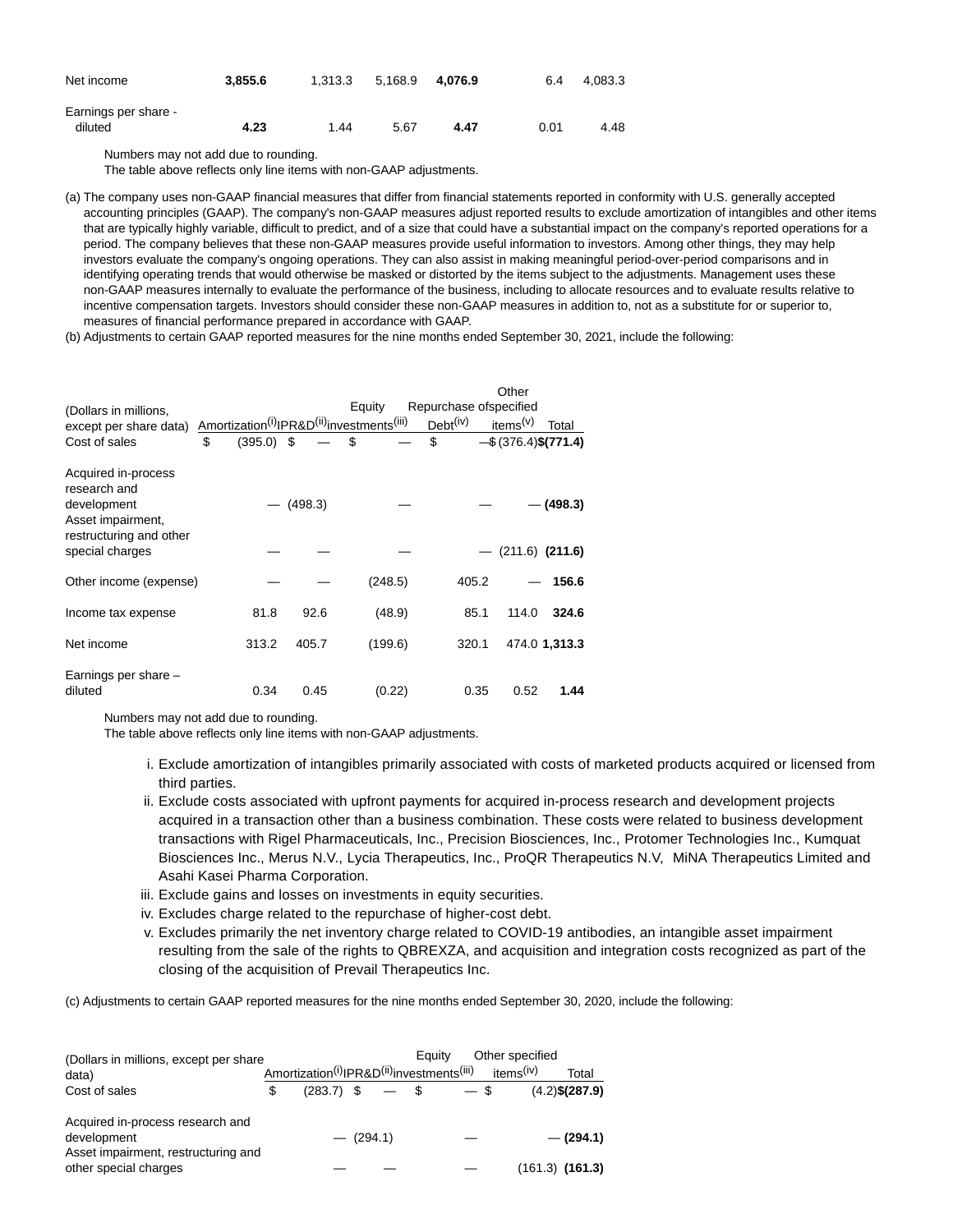| Net income | **3,855.6** | 1,313.3 | 5,168.9 | **4,076.9** | 6.4 | 4,083.3 |
|---|---|---|---|---|---|---|
| Earnings per share - diluted | **4.23** | 1.44 | 5.67 | **4.47** | 0.01 | 4.48 |

Numbers may not add due to rounding.
The table above reflects only line items with non-GAAP adjustments.

(a) The company uses non-GAAP financial measures that differ from financial statements reported in conformity with U.S. generally accepted accounting principles (GAAP). The company's non-GAAP measures adjust reported results to exclude amortization of intangibles and other items that are typically highly variable, difficult to predict, and of a size that could have a substantial impact on the company's reported operations for a period. The company believes that these non-GAAP measures provide useful information to investors. Among other things, they may help investors evaluate the company's ongoing operations. They can also assist in making meaningful period-over-period comparisons and in identifying operating trends that would otherwise be masked or distorted by the items subject to the adjustments. Management uses these non-GAAP measures internally to evaluate the performance of the business, including to allocate resources and to evaluate results relative to incentive compensation targets. Investors should consider these non-GAAP measures in addition to, not as a substitute for or superior to, measures of financial performance prepared in accordance with GAAP.

(b) Adjustments to certain GAAP reported measures for the nine months ended September 30, 2021, include the following:

| (Dollars in millions, except per share data) | Amortization(i) | IPR&D(ii) | Equity investments(iii) | Repurchase of Debt(iv) | Other specified items(v) | Total |
|---|---|---|---|---|---|---|
| Cost of sales | $ (395.0) | $ — | $ — | $ — | $ (376.4) | **$(771.4)** |
| Acquired in-process research and development | — | (498.3) | — | — | — | **(498.3)** |
| Asset impairment, restructuring and other special charges | — | — | — | — | (211.6) | **(211.6)** |
| Other income (expense) | — | — | (248.5) | 405.2 | — | **156.6** |
| Income tax expense | 81.8 | 92.6 | (48.9) | 85.1 | 114.0 | **324.6** |
| Net income | 313.2 | 405.7 | (199.6) | 320.1 | 474.0 | **1,313.3** |
| Earnings per share – diluted | 0.34 | 0.45 | (0.22) | 0.35 | 0.52 | **1.44** |

Numbers may not add due to rounding.
The table above reflects only line items with non-GAAP adjustments.

i. Exclude amortization of intangibles primarily associated with costs of marketed products acquired or licensed from third parties.
ii. Exclude costs associated with upfront payments for acquired in-process research and development projects acquired in a transaction other than a business combination. These costs were related to business development transactions with Rigel Pharmaceuticals, Inc., Precision Biosciences, Inc., Protomer Technologies Inc., Kumquat Biosciences Inc., Merus N.V., Lycia Therapeutics, Inc., ProQR Therapeutics N.V, MiNA Therapeutics Limited and Asahi Kasei Pharma Corporation.
iii. Exclude gains and losses on investments in equity securities.
iv. Excludes charge related to the repurchase of higher-cost debt.
v. Excludes primarily the net inventory charge related to COVID-19 antibodies, an intangible asset impairment resulting from the sale of the rights to QBREXZA, and acquisition and integration costs recognized as part of the closing of the acquisition of Prevail Therapeutics Inc.

(c) Adjustments to certain GAAP reported measures for the nine months ended September 30, 2020, include the following:

| (Dollars in millions, except per share data) | Amortization(i) | IPR&D(ii) | Equity investments(iii) | Other specified items(iv) | Total |
|---|---|---|---|---|---|
| Cost of sales | $ (283.7) | $ — | $ — | $ (4.2) | **$(287.9)** |
| Acquired in-process research and development | — | (294.1) | — | — | **(294.1)** |
| Asset impairment, restructuring and other special charges | — | — | — | (161.3) | **(161.3)** |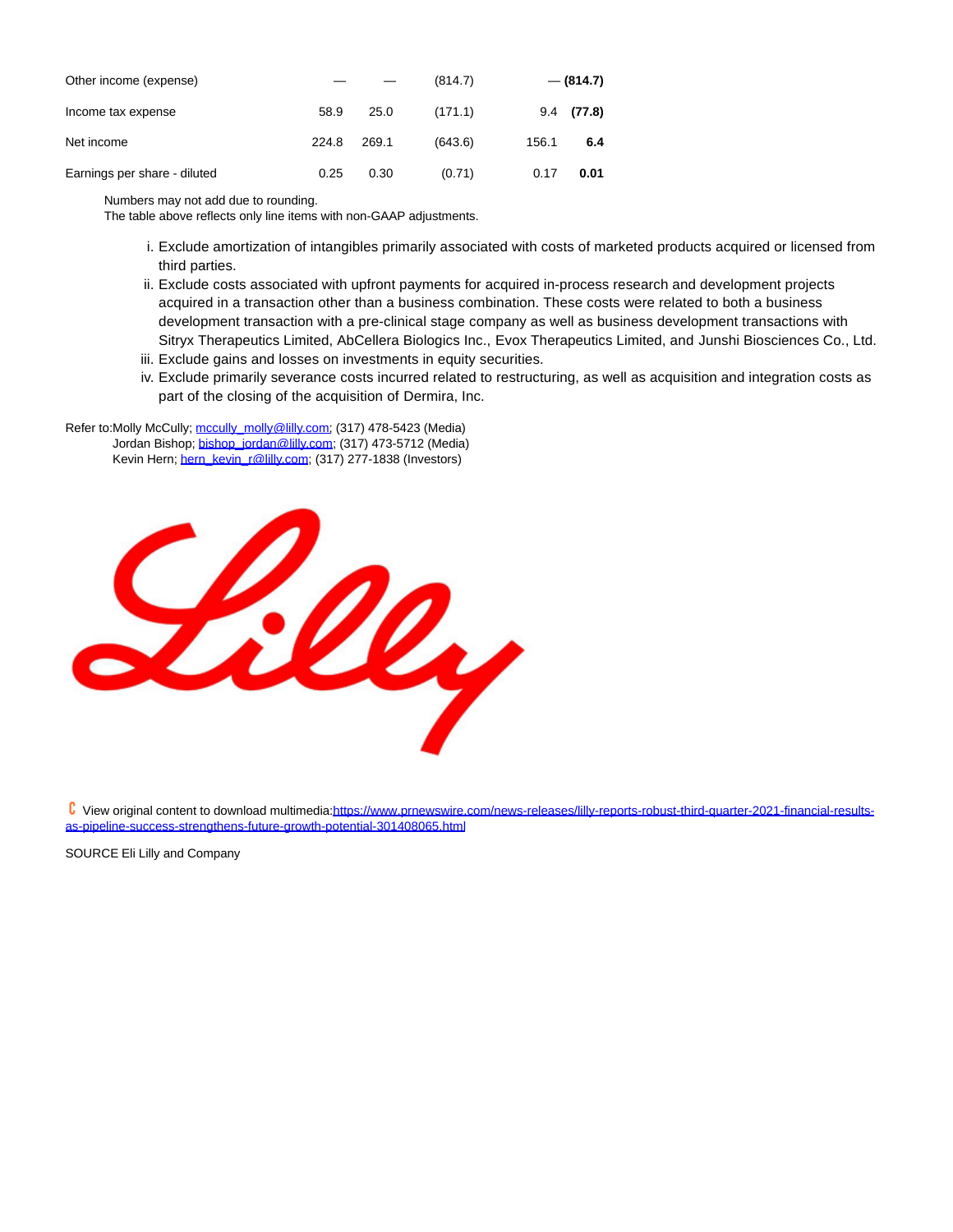| | | | | | |
|---|---|---|---|---|---|
| Other income (expense) | — | — | (814.7) | — | **(814.7)** |
| Income tax expense | 58.9 | 25.0 | (171.1) | 9.4 | **(77.8)** |
| Net income | 224.8 | 269.1 | (643.6) | 156.1 | **6.4** |
| Earnings per share - diluted | 0.25 | 0.30 | (0.71) | 0.17 | **0.01** |

Numbers may not add due to rounding.
The table above reflects only line items with non-GAAP adjustments.

i. Exclude amortization of intangibles primarily associated with costs of marketed products acquired or licensed from third parties.
ii. Exclude costs associated with upfront payments for acquired in-process research and development projects acquired in a transaction other than a business combination. These costs were related to both a business development transaction with a pre-clinical stage company as well as business development transactions with Sitryx Therapeutics Limited, AbCellera Biologics Inc., Evox Therapeutics Limited, and Junshi Biosciences Co., Ltd.
iii. Exclude gains and losses on investments in equity securities.
iv. Exclude primarily severance costs incurred related to restructuring, as well as acquisition and integration costs as part of the closing of the acquisition of Dermira, Inc.

Refer to: Molly McCully; mccully_molly@lilly.com; (317) 478-5423 (Media)
Jordan Bishop; bishop_jordan@lilly.com; (317) 473-5712 (Media)
Kevin Hern; hern_kevin_r@lilly.com; (317) 277-1838 (Investors)

View original content to download multimedia: https://www.prnewswire.com/news-releases/lilly-reports-robust-third-quarter-2021-financial-results-as-pipeline-success-strengthens-future-growth-potential-301408065.html

SOURCE Eli Lilly and Company